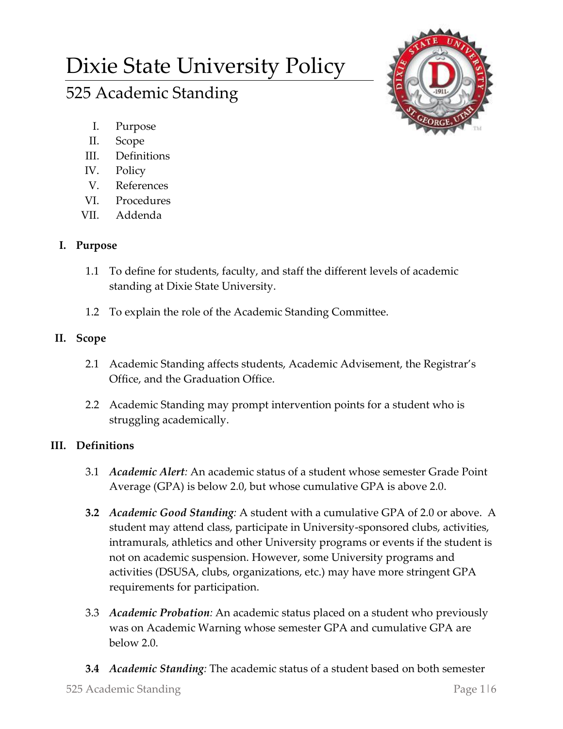# Dixie State University Policy

## 525 Academic Standing

I. Purpose
II. Scope
III. Definitions
IV. Policy
V. References
VI. Procedures
VII. Addenda

### I. Purpose

1.1 To define for students, faculty, and staff the different levels of academic standing at Dixie State University.

1.2 To explain the role of the Academic Standing Committee.

### II. Scope

2.1 Academic Standing affects students, Academic Advisement, the Registrar's Office, and the Graduation Office.

2.2 Academic Standing may prompt intervention points for a student who is struggling academically.

### III. Definitions

3.1 ***Academic Alert****:* An academic status of a student whose semester Grade Point Average (GPA) is below 2.0, but whose cumulative GPA is above 2.0.

**3.2** ***Academic Good Standing****:* A student with a cumulative GPA of 2.0 or above. A student may attend class, participate in University-sponsored clubs, activities, intramurals, athletics and other University programs or events if the student is not on academic suspension. However, some University programs and activities (DSUSA, clubs, organizations, etc.) may have more stringent GPA requirements for participation.

3.3 ***Academic Probation****:* An academic status placed on a student who previously was on Academic Warning whose semester GPA and cumulative GPA are below 2.0.

**3.4** ***Academic Standing****:* The academic status of a student based on both semester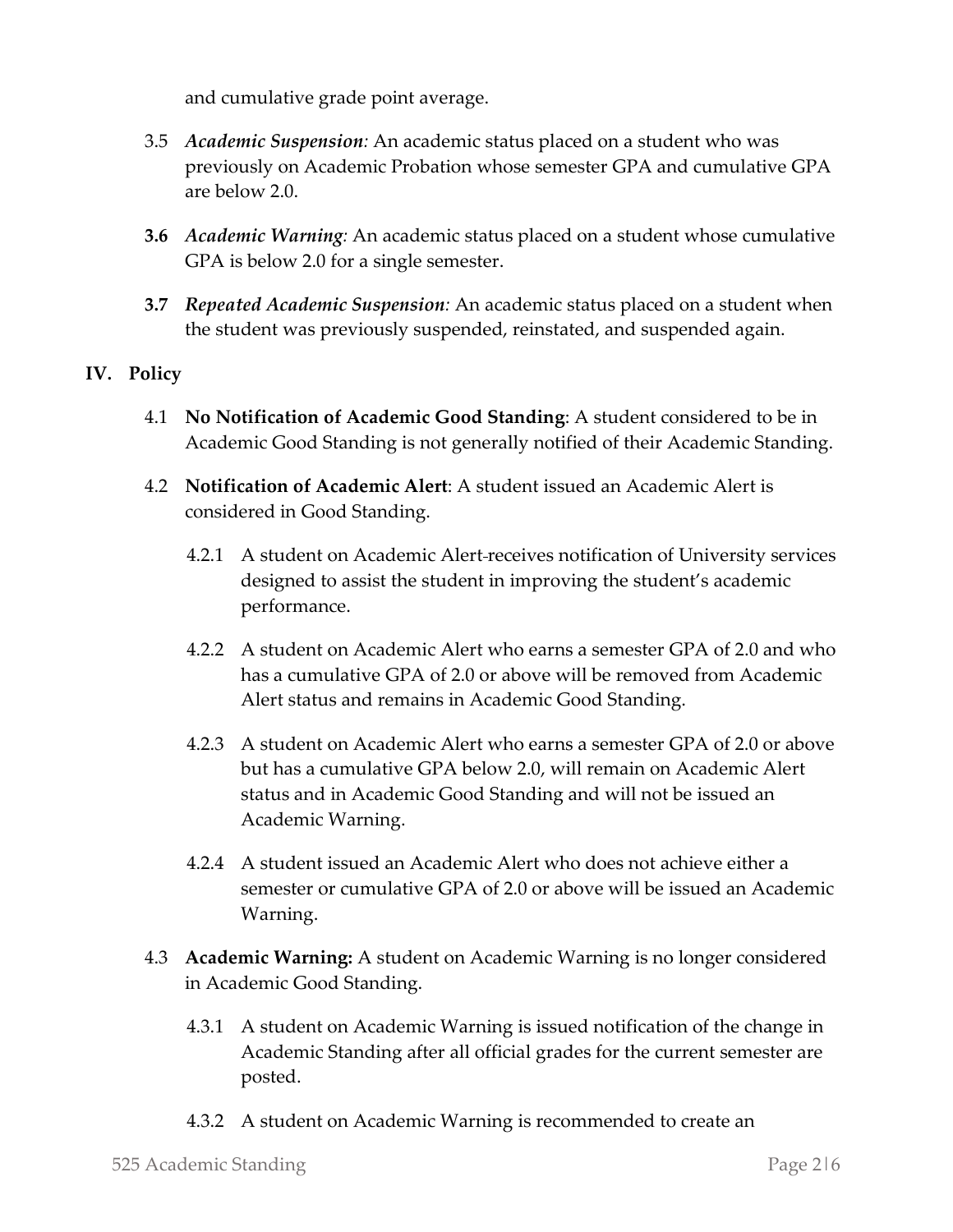and cumulative grade point average.

3.5 *Academic Suspension:* An academic status placed on a student who was previously on Academic Probation whose semester GPA and cumulative GPA are below 2.0.

**3.6** *Academic Warning:* An academic status placed on a student whose cumulative GPA is below 2.0 for a single semester.

**3.7** *Repeated Academic Suspension:* An academic status placed on a student when the student was previously suspended, reinstated, and suspended again.

## IV. Policy

4.1 **No Notification of Academic Good Standing**: A student considered to be in Academic Good Standing is not generally notified of their Academic Standing.

4.2 **Notification of Academic Alert**: A student issued an Academic Alert is considered in Good Standing.

4.2.1 A student on Academic Alert receives notification of University services designed to assist the student in improving the student's academic performance.

4.2.2 A student on Academic Alert who earns a semester GPA of 2.0 and who has a cumulative GPA of 2.0 or above will be removed from Academic Alert status and remains in Academic Good Standing.

4.2.3 A student on Academic Alert who earns a semester GPA of 2.0 or above but has a cumulative GPA below 2.0, will remain on Academic Alert status and in Academic Good Standing and will not be issued an Academic Warning.

4.2.4 A student issued an Academic Alert who does not achieve either a semester or cumulative GPA of 2.0 or above will be issued an Academic Warning.

4.3 **Academic Warning:** A student on Academic Warning is no longer considered in Academic Good Standing.

4.3.1 A student on Academic Warning is issued notification of the change in Academic Standing after all official grades for the current semester are posted.

4.3.2 A student on Academic Warning is recommended to create an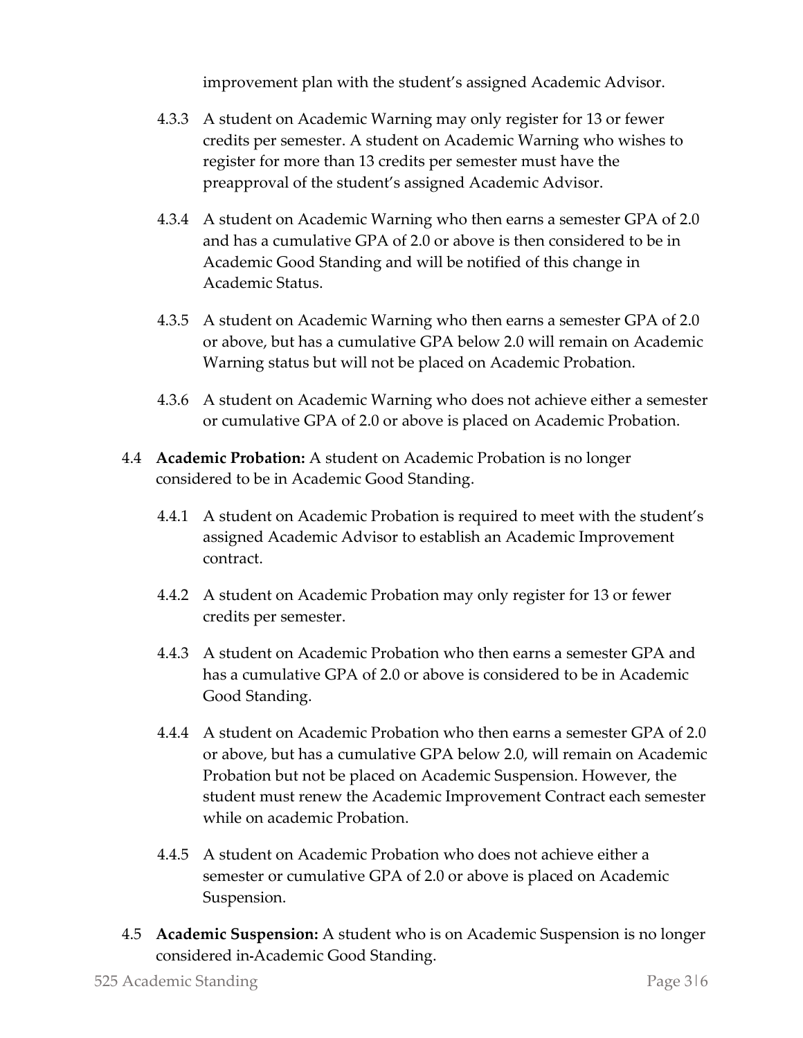improvement plan with the student's assigned Academic Advisor.

4.3.3 A student on Academic Warning may only register for 13 or fewer credits per semester. A student on Academic Warning who wishes to register for more than 13 credits per semester must have the preapproval of the student's assigned Academic Advisor.

4.3.4 A student on Academic Warning who then earns a semester GPA of 2.0 and has a cumulative GPA of 2.0 or above is then considered to be in Academic Good Standing and will be notified of this change in Academic Status.

4.3.5 A student on Academic Warning who then earns a semester GPA of 2.0 or above, but has a cumulative GPA below 2.0 will remain on Academic Warning status but will not be placed on Academic Probation.

4.3.6 A student on Academic Warning who does not achieve either a semester or cumulative GPA of 2.0 or above is placed on Academic Probation.

4.4 **Academic Probation:** A student on Academic Probation is no longer considered to be in Academic Good Standing.

4.4.1 A student on Academic Probation is required to meet with the student's assigned Academic Advisor to establish an Academic Improvement contract.

4.4.2 A student on Academic Probation may only register for 13 or fewer credits per semester.

4.4.3 A student on Academic Probation who then earns a semester GPA and has a cumulative GPA of 2.0 or above is considered to be in Academic Good Standing.

4.4.4 A student on Academic Probation who then earns a semester GPA of 2.0 or above, but has a cumulative GPA below 2.0, will remain on Academic Probation but not be placed on Academic Suspension. However, the student must renew the Academic Improvement Contract each semester while on academic Probation.

4.4.5 A student on Academic Probation who does not achieve either a semester or cumulative GPA of 2.0 or above is placed on Academic Suspension.

4.5 **Academic Suspension:** A student who is on Academic Suspension is no longer considered in-Academic Good Standing.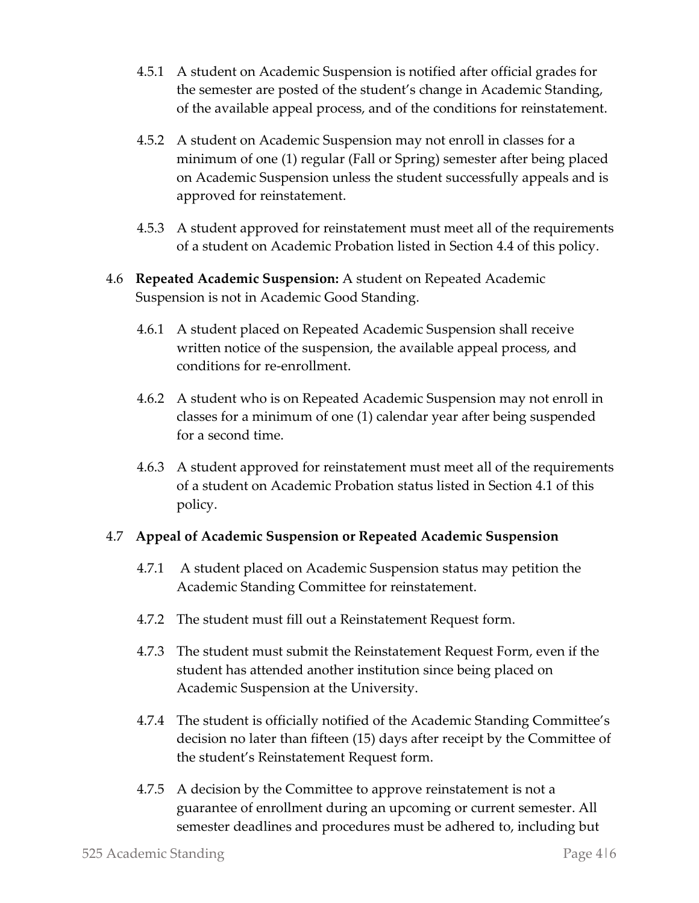4.5.1 A student on Academic Suspension is notified after official grades for the semester are posted of the student's change in Academic Standing, of the available appeal process, and of the conditions for reinstatement.

4.5.2 A student on Academic Suspension may not enroll in classes for a minimum of one (1) regular (Fall or Spring) semester after being placed on Academic Suspension unless the student successfully appeals and is approved for reinstatement.

4.5.3 A student approved for reinstatement must meet all of the requirements of a student on Academic Probation listed in Section 4.4 of this policy.

4.6 **Repeated Academic Suspension:** A student on Repeated Academic Suspension is not in Academic Good Standing.

4.6.1 A student placed on Repeated Academic Suspension shall receive written notice of the suspension, the available appeal process, and conditions for re-enrollment.

4.6.2 A student who is on Repeated Academic Suspension may not enroll in classes for a minimum of one (1) calendar year after being suspended for a second time.

4.6.3 A student approved for reinstatement must meet all of the requirements of a student on Academic Probation status listed in Section 4.1 of this policy.

4.7 **Appeal of Academic Suspension or Repeated Academic Suspension**

4.7.1 A student placed on Academic Suspension status may petition the Academic Standing Committee for reinstatement.

4.7.2 The student must fill out a Reinstatement Request form.

4.7.3 The student must submit the Reinstatement Request Form, even if the student has attended another institution since being placed on Academic Suspension at the University.

4.7.4 The student is officially notified of the Academic Standing Committee's decision no later than fifteen (15) days after receipt by the Committee of the student's Reinstatement Request form.

4.7.5 A decision by the Committee to approve reinstatement is not a guarantee of enrollment during an upcoming or current semester. All semester deadlines and procedures must be adhered to, including but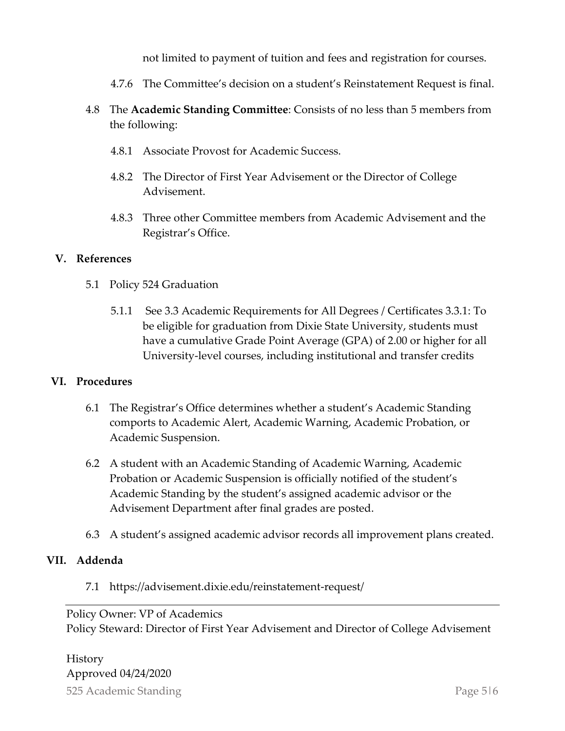not limited to payment of tuition and fees and registration for courses.

4.7.6 The Committee's decision on a student's Reinstatement Request is final.

4.8 The **Academic Standing Committee**: Consists of no less than 5 members from the following:

4.8.1 Associate Provost for Academic Success.

4.8.2 The Director of First Year Advisement or the Director of College Advisement.

4.8.3 Three other Committee members from Academic Advisement and the Registrar's Office.

## V. References

5.1 Policy 524 Graduation

5.1.1 See 3.3 Academic Requirements for All Degrees / Certificates 3.3.1: To be eligible for graduation from Dixie State University, students must have a cumulative Grade Point Average (GPA) of 2.00 or higher for all University-level courses, including institutional and transfer credits

## VI. Procedures

6.1 The Registrar's Office determines whether a student's Academic Standing comports to Academic Alert, Academic Warning, Academic Probation, or Academic Suspension.

6.2 A student with an Academic Standing of Academic Warning, Academic Probation or Academic Suspension is officially notified of the student's Academic Standing by the student's assigned academic advisor or the Advisement Department after final grades are posted.

6.3 A student's assigned academic advisor records all improvement plans created.

## VII. Addenda

7.1 https://advisement.dixie.edu/reinstatement-request/

---

Policy Owner: VP of Academics
Policy Steward: Director of First Year Advisement and Director of College Advisement

History
Approved 04/24/2020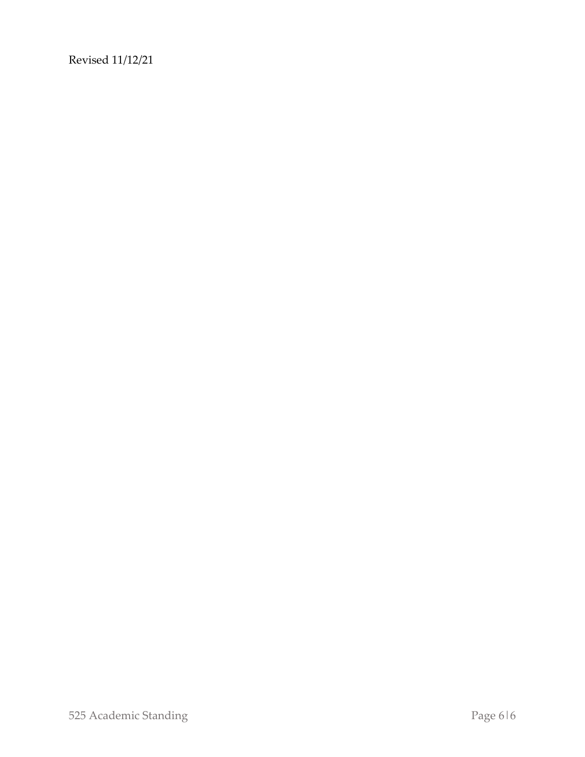Revised 11/12/21